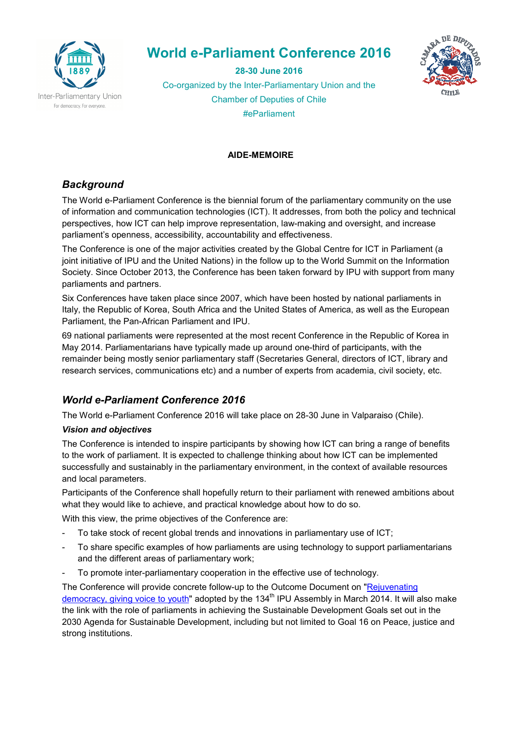# World e-Parliament Conference 2016

**28-30 June 2016**

Co-organized by the Inter-Parliamentary Union and the Chamber of Deputies of Chile

#eParliament

**AIDE-MEMOIRE**

## *Background*

The World e-Parliament Conference is the biennial forum of the parliamentary community on the use of information and communication technologies (ICT). It addresses, from both the policy and technical perspectives, how ICT can help improve representation, law-making and oversight, and increase parliament's openness, accessibility, accountability and effectiveness.

The Conference is one of the major activities created by the Global Centre for ICT in Parliament (a joint initiative of IPU and the United Nations) in the follow up to the World Summit on the Information Society. Since October 2013, the Conference has been taken forward by IPU with support from many parliaments and partners.

Six Conferences have taken place since 2007, which have been hosted by national parliaments in Italy, the Republic of Korea, South Africa and the United States of America, as well as the European Parliament, the Pan-African Parliament and IPU.

69 national parliaments were represented at the most recent Conference in the Republic of Korea in May 2014. Parliamentarians have typically made up around one-third of participants, with the remainder being mostly senior parliamentary staff (Secretaries General, directors of ICT, library and research services, communications etc) and a number of experts from academia, civil society, etc.

## *World e-Parliament Conference 2016*

The World e-Parliament Conference 2016 will take place on 28-30 June in Valparaiso (Chile).

### *Vision and objectives*

The Conference is intended to inspire participants by showing how ICT can bring a range of benefits to the work of parliament. It is expected to challenge thinking about how ICT can be implemented successfully and sustainably in the parliamentary environment, in the context of available resources and local parameters.

Participants of the Conference shall hopefully return to their parliament with renewed ambitions about what they would like to achieve, and practical knowledge about how to do so.

With this view, the prime objectives of the Conference are:

- To take stock of recent global trends and innovations in parliamentary use of ICT;
- To share specific examples of how parliaments are using technology to support parliamentarians and the different areas of parliamentary work;
- To promote inter-parliamentary cooperation in the effective use of technology.

The Conference will provide concrete follow-up to the Outcome Document on "Rejuvenating democracy, giving voice to youth" adopted by the 134th IPU Assembly in March 2014. It will also make the link with the role of parliaments in achieving the Sustainable Development Goals set out in the 2030 Agenda for Sustainable Development, including but not limited to Goal 16 on Peace, justice and strong institutions.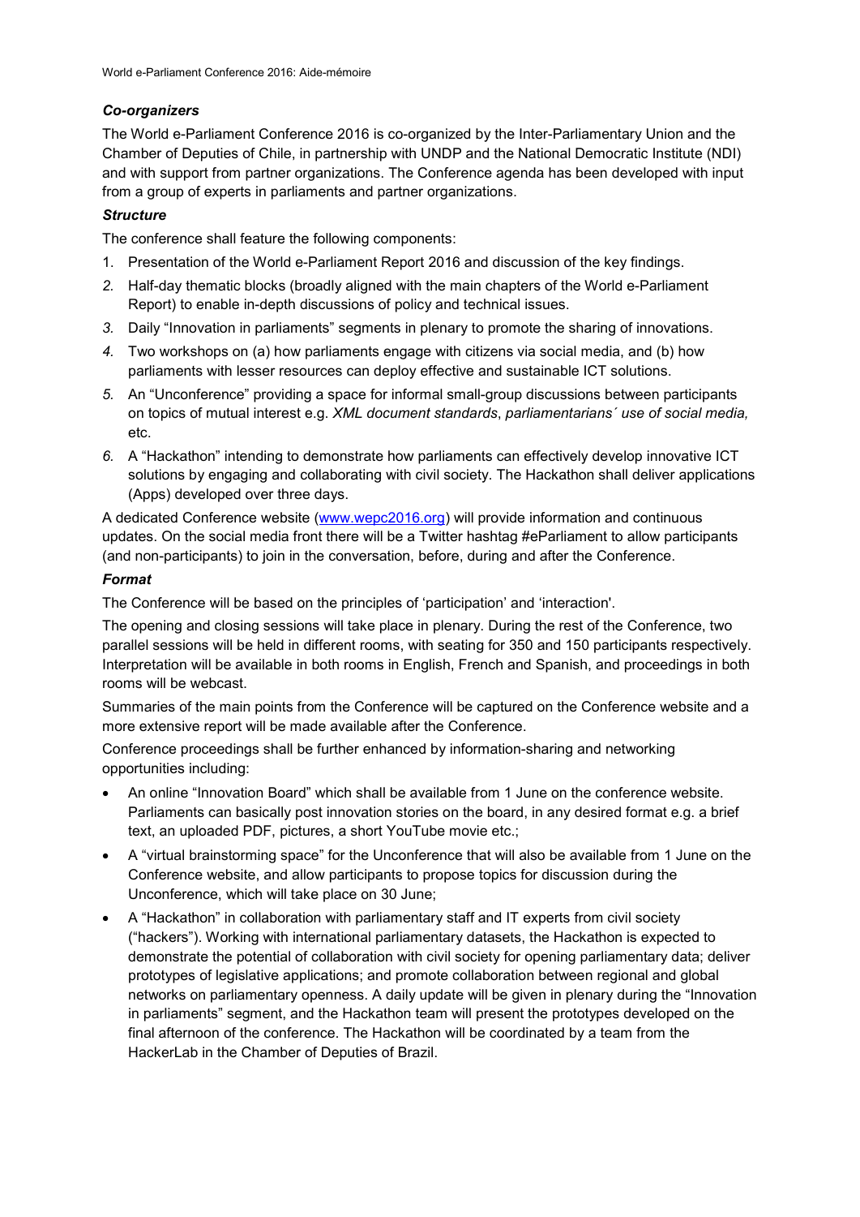### *Co-organizers*

The World e-Parliament Conference 2016 is co-organized by the Inter-Parliamentary Union and the Chamber of Deputies of Chile, in partnership with UNDP and the National Democratic Institute (NDI) and with support from partner organizations. The Conference agenda has been developed with input from a group of experts in parliaments and partner organizations.

### *Structure*

The conference shall feature the following components:

1. Presentation of the World e-Parliament Report 2016 and discussion of the key findings.
2. Half-day thematic blocks (broadly aligned with the main chapters of the World e-Parliament Report) to enable in-depth discussions of policy and technical issues.
3. Daily "Innovation in parliaments" segments in plenary to promote the sharing of innovations.
4. Two workshops on (a) how parliaments engage with citizens via social media, and (b) how parliaments with lesser resources can deploy effective and sustainable ICT solutions.
5. An "Unconference" providing a space for informal small-group discussions between participants on topics of mutual interest e.g. *XML document standards*, *parliamentarians´ use of social media,* etc.
6. A "Hackathon" intending to demonstrate how parliaments can effectively develop innovative ICT solutions by engaging and collaborating with civil society. The Hackathon shall deliver applications (Apps) developed over three days.

A dedicated Conference website (www.wepc2016.org) will provide information and continuous updates. On the social media front there will be a Twitter hashtag #eParliament to allow participants (and non-participants) to join in the conversation, before, during and after the Conference.

### *Format*

The Conference will be based on the principles of 'participation' and 'interaction'.

The opening and closing sessions will take place in plenary. During the rest of the Conference, two parallel sessions will be held in different rooms, with seating for 350 and 150 participants respectively. Interpretation will be available in both rooms in English, French and Spanish, and proceedings in both rooms will be webcast.

Summaries of the main points from the Conference will be captured on the Conference website and a more extensive report will be made available after the Conference.

Conference proceedings shall be further enhanced by information-sharing and networking opportunities including:

- An online "Innovation Board" which shall be available from 1 June on the conference website. Parliaments can basically post innovation stories on the board, in any desired format e.g. a brief text, an uploaded PDF, pictures, a short YouTube movie etc.;
- A "virtual brainstorming space" for the Unconference that will also be available from 1 June on the Conference website, and allow participants to propose topics for discussion during the Unconference, which will take place on 30 June;
- A "Hackathon" in collaboration with parliamentary staff and IT experts from civil society ("hackers"). Working with international parliamentary datasets, the Hackathon is expected to demonstrate the potential of collaboration with civil society for opening parliamentary data; deliver prototypes of legislative applications; and promote collaboration between regional and global networks on parliamentary openness. A daily update will be given in plenary during the "Innovation in parliaments" segment, and the Hackathon team will present the prototypes developed on the final afternoon of the conference. The Hackathon will be coordinated by a team from the HackerLab in the Chamber of Deputies of Brazil.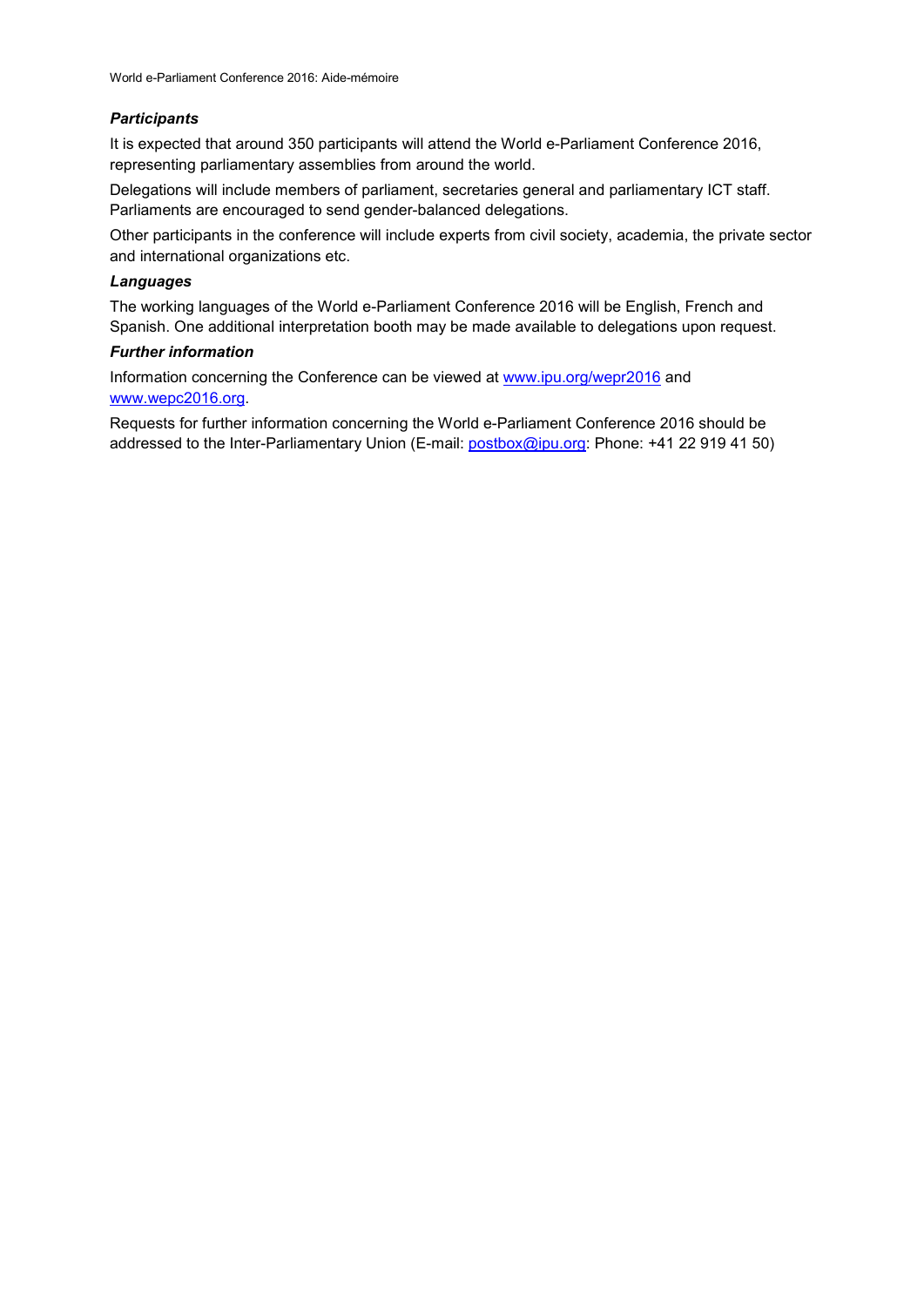***Participants***

It is expected that around 350 participants will attend the World e-Parliament Conference 2016, representing parliamentary assemblies from around the world.

Delegations will include members of parliament, secretaries general and parliamentary ICT staff. Parliaments are encouraged to send gender-balanced delegations.

Other participants in the conference will include experts from civil society, academia, the private sector and international organizations etc.

***Languages***

The working languages of the World e-Parliament Conference 2016 will be English, French and Spanish. One additional interpretation booth may be made available to delegations upon request.

***Further information***

Information concerning the Conference can be viewed at [www.ipu.org/wepr2016](http://www.ipu.org/wepr2016) and [www.wepc2016.org](http://www.wepc2016.org).

Requests for further information concerning the World e-Parliament Conference 2016 should be addressed to the Inter-Parliamentary Union (E-mail: [postbox@ipu.org](mailto:postbox@ipu.org): Phone: +41 22 919 41 50)